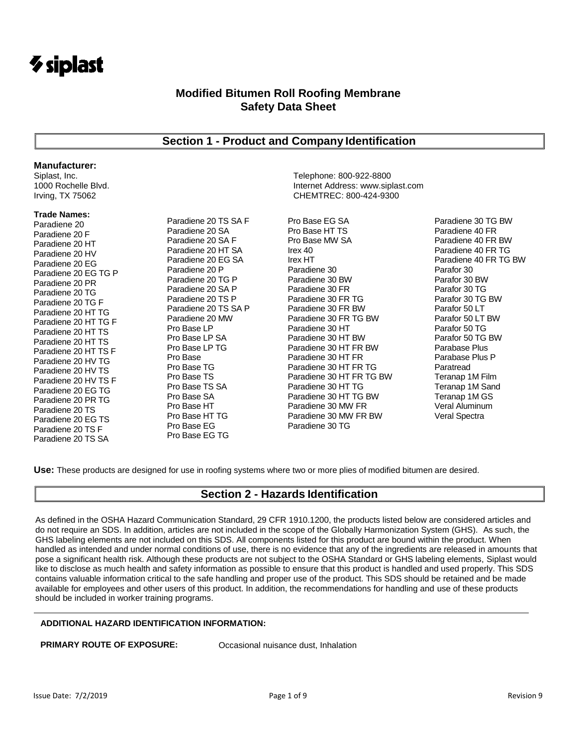siplast

# Modified Bitumen Roll Roofing Membrane
# Safety Data Sheet

## Section 1 - Product and Company Identification

**Manufacturer:**
Siplast, Inc.
1000 Rochelle Blvd.
Irving, TX 75062

Telephone: 800-922-8800
Internet Address: www.siplast.com
CHEMTREC: 800-424-9300

**Trade Names:**

Paradiene 20
Paradiene 20 F
Paradiene 20 HT
Paradiene 20 HV
Paradiene 20 EG
Paradiene 20 EG TG P
Paradiene 20 PR
Paradiene 20 TG
Paradiene 20 TG F
Paradiene 20 HT TG
Paradiene 20 HT TG F
Paradiene 20 HT TS
Paradiene 20 HT TS
Paradiene 20 HT TS F
Paradiene 20 HV TG
Paradiene 20 HV TS
Paradiene 20 HV TS F
Paradiene 20 EG TG
Paradiene 20 PR TG
Paradiene 20 TS
Paradiene 20 EG TS
Paradiene 20 TS F
Paradiene 20 TS SA
Paradiene 20 TS SA F
Paradiene 20 SA
Paradiene 20 SA F
Paradiene 20 HT SA
Paradiene 20 EG SA
Paradiene 20 P
Paradiene 20 TG P
Paradiene 20 SA P
Paradiene 20 TS P
Paradiene 20 TS SA P
Paradiene 20 MW
Pro Base LP
Pro Base LP SA
Pro Base LP TG
Pro Base
Pro Base TG
Pro Base TS
Pro Base TS SA
Pro Base SA
Pro Base HT
Pro Base HT TG
Pro Base EG
Pro Base EG TG
Pro Base EG SA
Pro Base HT TS
Pro Base MW SA
Irex 40
Irex HT
Paradiene 30
Paradiene 30 BW
Paradiene 30 FR
Paradiene 30 FR TG
Paradiene 30 FR BW
Paradiene 30 FR TG BW
Paradiene 30 HT
Paradiene 30 HT BW
Paradiene 30 HT FR BW
Paradiene 30 HT FR
Paradiene 30 HT FR TG
Paradiene 30 HT FR TG BW
Paradiene 30 HT TG
Paradiene 30 HT TG BW
Paradiene 30 MW FR
Paradiene 30 MW FR BW
Paradiene 30 TG
Paradiene 30 TG BW
Paradiene 40 FR
Paradiene 40 FR BW
Paradiene 40 FR TG
Paradiene 40 FR TG BW
Parafor 30
Parafor 30 BW
Parafor 30 TG
Parafor 30 TG BW
Parafor 50 LT
Parafor 50 LT BW
Parafor 50 TG
Parafor 50 TG BW
Parabase Plus
Parabase Plus P
Paratread
Teranap 1M Film
Teranap 1M Sand
Teranap 1M GS
Veral Aluminum
Veral Spectra

**Use:** These products are designed for use in roofing systems where two or more plies of modified bitumen are desired.

## Section 2 - Hazards Identification

As defined in the OSHA Hazard Communication Standard, 29 CFR 1910.1200, the products listed below are considered articles and do not require an SDS. In addition, articles are not included in the scope of the Globally Harmonization System (GHS). As such, the GHS labeling elements are not included on this SDS. All components listed for this product are bound within the product. When handled as intended and under normal conditions of use, there is no evidence that any of the ingredients are released in amounts that pose a significant health risk. Although these products are not subject to the OSHA Standard or GHS labeling elements, Siplast would like to disclose as much health and safety information as possible to ensure that this product is handled and used properly. This SDS contains valuable information critical to the safe handling and proper use of the product. This SDS should be retained and be made available for employees and other users of this product. In addition, the recommendations for handling and use of these products should be included in worker training programs.

**ADDITIONAL HAZARD IDENTIFICATION INFORMATION:**

**PRIMARY ROUTE OF EXPOSURE:** Occasional nuisance dust, Inhalation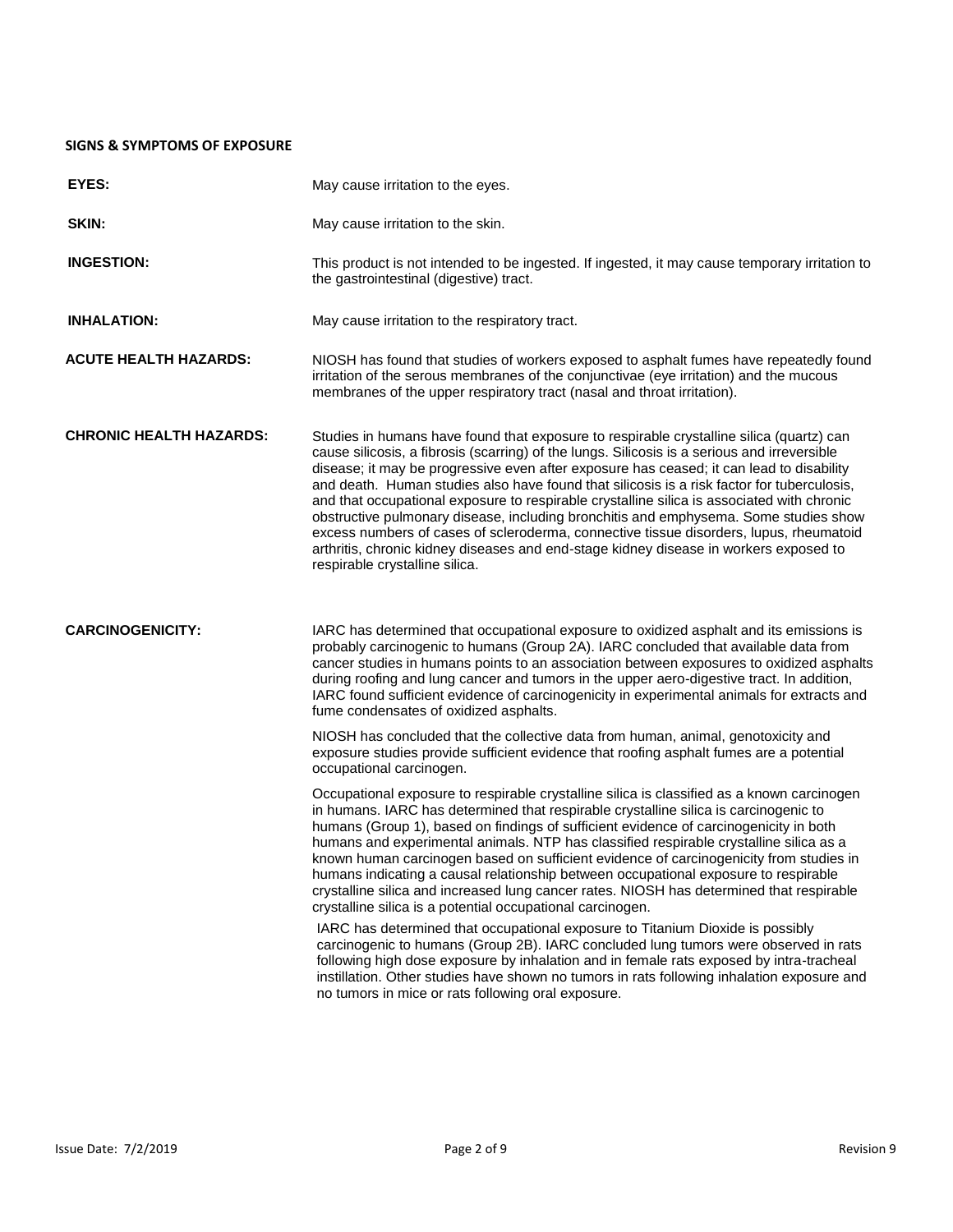## SIGNS & SYMPTOMS OF EXPOSURE

**EYES:** May cause irritation to the eyes.

**SKIN:** May cause irritation to the skin.

**INGESTION:** This product is not intended to be ingested. If ingested, it may cause temporary irritation to the gastrointestinal (digestive) tract.

**INHALATION:** May cause irritation to the respiratory tract.

**ACUTE HEALTH HAZARDS:** NIOSH has found that studies of workers exposed to asphalt fumes have repeatedly found irritation of the serous membranes of the conjunctivae (eye irritation) and the mucous membranes of the upper respiratory tract (nasal and throat irritation).

**CHRONIC HEALTH HAZARDS:** Studies in humans have found that exposure to respirable crystalline silica (quartz) can cause silicosis, a fibrosis (scarring) of the lungs. Silicosis is a serious and irreversible disease; it may be progressive even after exposure has ceased; it can lead to disability and death. Human studies also have found that silicosis is a risk factor for tuberculosis, and that occupational exposure to respirable crystalline silica is associated with chronic obstructive pulmonary disease, including bronchitis and emphysema. Some studies show excess numbers of cases of scleroderma, connective tissue disorders, lupus, rheumatoid arthritis, chronic kidney diseases and end-stage kidney disease in workers exposed to respirable crystalline silica.

**CARCINOGENICITY:** IARC has determined that occupational exposure to oxidized asphalt and its emissions is probably carcinogenic to humans (Group 2A). IARC concluded that available data from cancer studies in humans points to an association between exposures to oxidized asphalts during roofing and lung cancer and tumors in the upper aero-digestive tract. In addition, IARC found sufficient evidence of carcinogenicity in experimental animals for extracts and fume condensates of oxidized asphalts.

NIOSH has concluded that the collective data from human, animal, genotoxicity and exposure studies provide sufficient evidence that roofing asphalt fumes are a potential occupational carcinogen.

Occupational exposure to respirable crystalline silica is classified as a known carcinogen in humans. IARC has determined that respirable crystalline silica is carcinogenic to humans (Group 1), based on findings of sufficient evidence of carcinogenicity in both humans and experimental animals. NTP has classified respirable crystalline silica as a known human carcinogen based on sufficient evidence of carcinogenicity from studies in humans indicating a causal relationship between occupational exposure to respirable crystalline silica and increased lung cancer rates. NIOSH has determined that respirable crystalline silica is a potential occupational carcinogen.

IARC has determined that occupational exposure to Titanium Dioxide is possibly carcinogenic to humans (Group 2B). IARC concluded lung tumors were observed in rats following high dose exposure by inhalation and in female rats exposed by intra-tracheal instillation. Other studies have shown no tumors in rats following inhalation exposure and no tumors in mice or rats following oral exposure.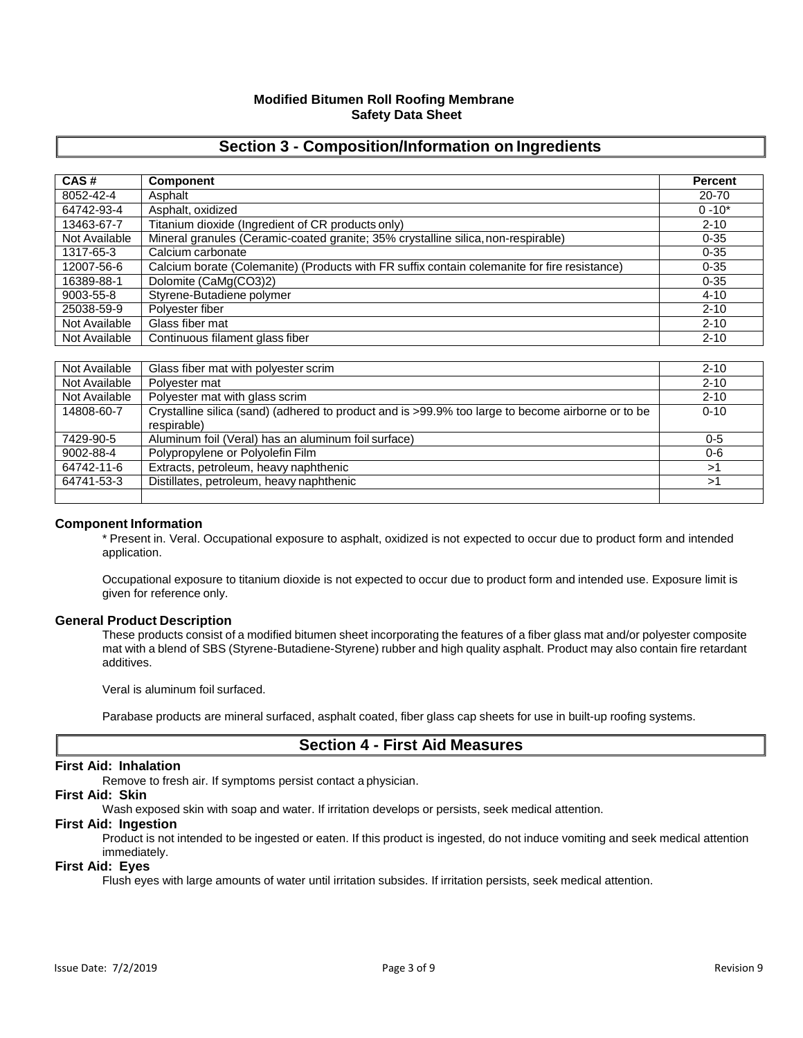**Modified Bitumen Roll Roofing Membrane**
**Safety Data Sheet**

## Section 3 - Composition/Information on Ingredients

| CAS # | Component | Percent |
|---|---|---|
| 8052-42-4 | Asphalt | 20-70 |
| 64742-93-4 | Asphalt, oxidized | 0 -10* |
| 13463-67-7 | Titanium dioxide (Ingredient of CR products only) | 2-10 |
| Not Available | Mineral granules (Ceramic-coated granite; 35% crystalline silica, non-respirable) | 0-35 |
| 1317-65-3 | Calcium carbonate | 0-35 |
| 12007-56-6 | Calcium borate (Colemanite) (Products with FR suffix contain colemanite for fire resistance) | 0-35 |
| 16389-88-1 | Dolomite (CaMg(CO3)2) | 0-35 |
| 9003-55-8 | Styrene-Butadiene polymer | 4-10 |
| 25038-59-9 | Polyester fiber | 2-10 |
| Not Available | Glass fiber mat | 2-10 |
| Not Available | Continuous filament glass fiber | 2-10 |
| Not Available | Glass fiber mat with polyester scrim | 2-10 |
| Not Available | Polyester mat | 2-10 |
| Not Available | Polyester mat with glass scrim | 2-10 |
| 14808-60-7 | Crystalline silica (sand) (adhered to product and is >99.9% too large to become airborne or to be respirable) | 0-10 |
| 7429-90-5 | Aluminum foil (Veral) has an aluminum foil surface) | 0-5 |
| 9002-88-4 | Polypropylene or Polyolefin Film | 0-6 |
| 64742-11-6 | Extracts, petroleum, heavy naphthenic | >1 |
| 64741-53-3 | Distillates, petroleum, heavy naphthenic | >1 |
| | | |

### Component Information

* Present in. Veral. Occupational exposure to asphalt, oxidized is not expected to occur due to product form and intended application.

Occupational exposure to titanium dioxide is not expected to occur due to product form and intended use. Exposure limit is given for reference only.

### General Product Description

These products consist of a modified bitumen sheet incorporating the features of a fiber glass mat and/or polyester composite mat with a blend of SBS (Styrene-Butadiene-Styrene) rubber and high quality asphalt. Product may also contain fire retardant additives.

Veral is aluminum foil surfaced.

Parabase products are mineral surfaced, asphalt coated, fiber glass cap sheets for use in built-up roofing systems.

## Section 4 - First Aid Measures

**First Aid: Inhalation**

Remove to fresh air. If symptoms persist contact a physician.

**First Aid: Skin**

Wash exposed skin with soap and water. If irritation develops or persists, seek medical attention.

**First Aid: Ingestion**

Product is not intended to be ingested or eaten. If this product is ingested, do not induce vomiting and seek medical attention immediately.

**First Aid: Eyes**

Flush eyes with large amounts of water until irritation subsides. If irritation persists, seek medical attention.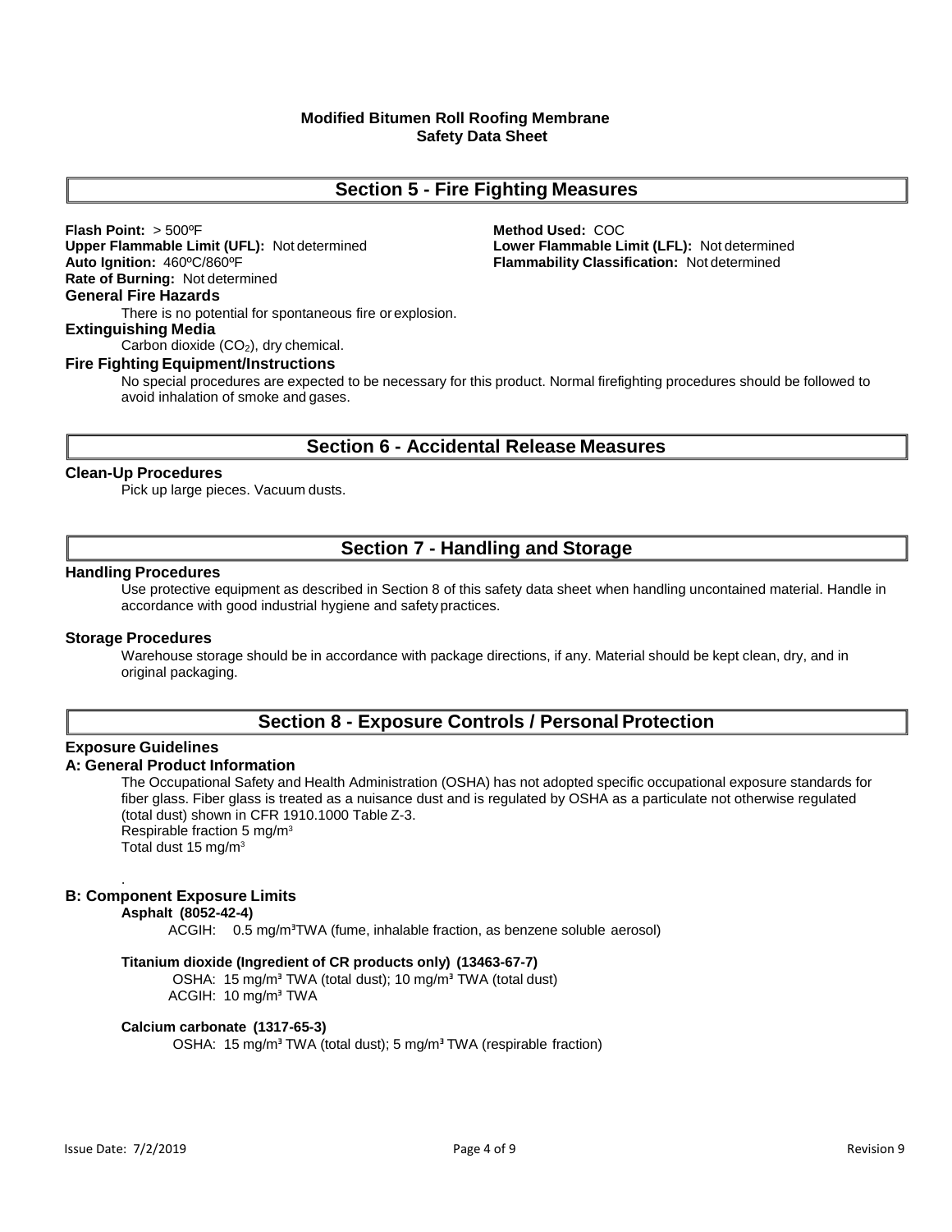## Section 5 - Fire Fighting Measures

**Flash Point:** > 500ºF
**Method Used:** COC
**Upper Flammable Limit (UFL):** Not determined
**Lower Flammable Limit (LFL):** Not determined
**Auto Ignition:** 460ºC/860ºF
**Flammability Classification:** Not determined
**Rate of Burning:** Not determined

### General Fire Hazards

There is no potential for spontaneous fire or explosion.

### Extinguishing Media

Carbon dioxide ($CO_2$), dry chemical.

### Fire Fighting Equipment/Instructions

No special procedures are expected to be necessary for this product. Normal firefighting procedures should be followed to avoid inhalation of smoke and gases.

## Section 6 - Accidental Release Measures

### Clean-Up Procedures

Pick up large pieces. Vacuum dusts.

## Section 7 - Handling and Storage

### Handling Procedures

Use protective equipment as described in Section 8 of this safety data sheet when handling uncontained material. Handle in accordance with good industrial hygiene and safety practices.

### Storage Procedures

Warehouse storage should be in accordance with package directions, if any. Material should be kept clean, dry, and in original packaging.

## Section 8 - Exposure Controls / Personal Protection

### Exposure Guidelines

### A: General Product Information

The Occupational Safety and Health Administration (OSHA) has not adopted specific occupational exposure standards for fiber glass. Fiber glass is treated as a nuisance dust and is regulated by OSHA as a particulate not otherwise regulated (total dust) shown in CFR 1910.1000 Table Z-3.
Respirable fraction 5 mg/m$^3$
Total dust 15 mg/m$^3$

### B: Component Exposure Limits

**Asphalt (8052-42-4)**

ACGIH: 0.5 mg/m$^3$TWA (fume, inhalable fraction, as benzene soluble aerosol)

**Titanium dioxide (Ingredient of CR products only) (13463-67-7)**

OSHA: 15 mg/m$^3$ TWA (total dust); 10 mg/m$^3$ TWA (total dust)
ACGIH: 10 mg/m$^3$ TWA

**Calcium carbonate (1317-65-3)**

OSHA: 15 mg/m$^3$ TWA (total dust); 5 mg/m$^3$ TWA (respirable fraction)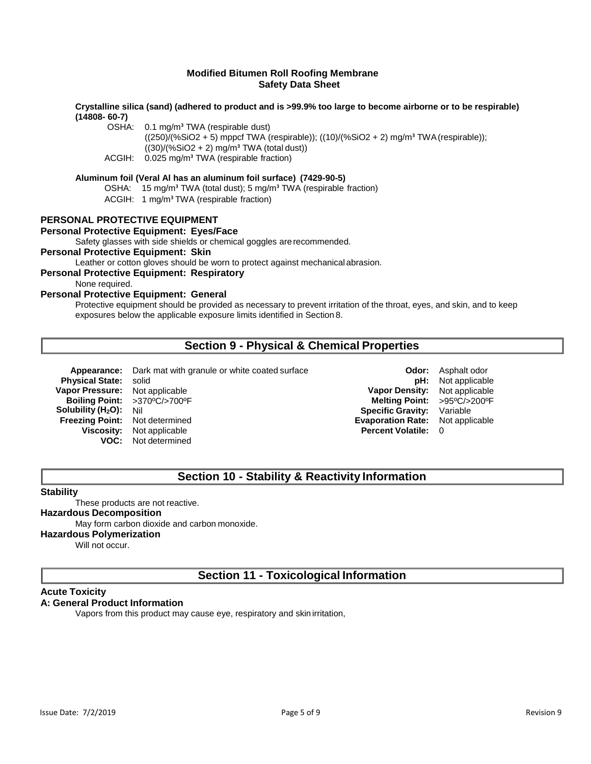**Modified Bitumen Roll Roofing Membrane**
**Safety Data Sheet**

**Crystalline silica (sand) (adhered to product and is >99.9% too large to become airborne or to be respirable) (14808- 60-7)**

OSHA: 0.1 mg/m³ TWA (respirable dust)
((250)/(%SiO2 + 5) mppcf TWA (respirable)); ((10)/(%SiO2 + 2) mg/m³ TWA (respirable));
((30)/(%SiO2 + 2) mg/m³ TWA (total dust))
ACGIH: 0.025 mg/m³ TWA (respirable fraction)

**Aluminum foil (Veral Al has an aluminum foil surface) (7429-90-5)**

OSHA: 15 mg/m³ TWA (total dust); 5 mg/m³ TWA (respirable fraction)
ACGIH: 1 mg/m³ TWA (respirable fraction)

### PERSONAL PROTECTIVE EQUIPMENT

**Personal Protective Equipment: Eyes/Face**

Safety glasses with side shields or chemical goggles are recommended.

**Personal Protective Equipment: Skin**

Leather or cotton gloves should be worn to protect against mechanical abrasion.

**Personal Protective Equipment: Respiratory**

None required.

**Personal Protective Equipment: General**

Protective equipment should be provided as necessary to prevent irritation of the throat, eyes, and skin, and to keep exposures below the applicable exposure limits identified in Section 8.

## Section 9 - Physical & Chemical Properties

| Property | Value | Property | Value |
|---|---|---|---|
| **Appearance:** | Dark mat with granule or white coated surface | **Odor:** | Asphalt odor |
| **Physical State:** | solid | **pH:** | Not applicable |
| **Vapor Pressure:** | Not applicable | **Vapor Density:** | Not applicable |
| **Boiling Point:** | >370ºC/>700ºF | **Melting Point:** | >95ºC/>200ºF |
| **Solubility ($H_2O$):** | Nil | **Specific Gravity:** | Variable |
| **Freezing Point:** | Not determined | **Evaporation Rate:** | Not applicable |
| **Viscosity:** | Not applicable | **Percent Volatile:** | 0 |
| **VOC:** | Not determined | | |

## Section 10 - Stability & Reactivity Information

**Stability**

These products are not reactive.

**Hazardous Decomposition**

May form carbon dioxide and carbon monoxide.

**Hazardous Polymerization**

Will not occur.

## Section 11 - Toxicological Information

**Acute Toxicity**

**A: General Product Information**

Vapors from this product may cause eye, respiratory and skin irritation,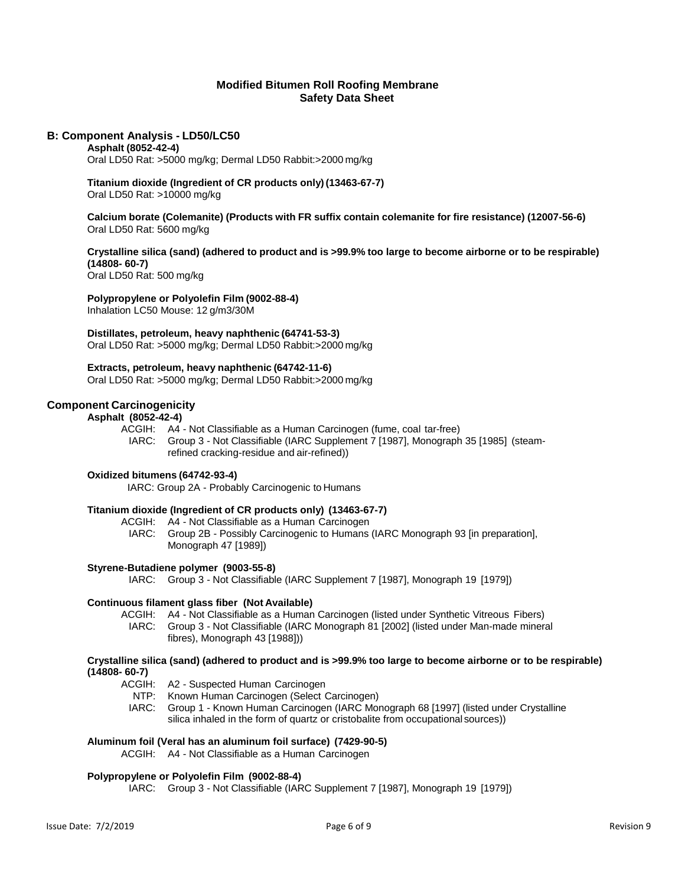## B: Component Analysis - LD50/LC50

**Asphalt (8052-42-4)**
Oral LD50 Rat: >5000 mg/kg; Dermal LD50 Rabbit:>2000 mg/kg

**Titanium dioxide (Ingredient of CR products only) (13463-67-7)**
Oral LD50 Rat: >10000 mg/kg

**Calcium borate (Colemanite) (Products with FR suffix contain colemanite for fire resistance) (12007-56-6)**
Oral LD50 Rat: 5600 mg/kg

**Crystalline silica (sand) (adhered to product and is >99.9% too large to become airborne or to be respirable) (14808- 60-7)**
Oral LD50 Rat: 500 mg/kg

**Polypropylene or Polyolefin Film (9002-88-4)**
Inhalation LC50 Mouse: 12 g/m3/30M

**Distillates, petroleum, heavy naphthenic (64741-53-3)**
Oral LD50 Rat: >5000 mg/kg; Dermal LD50 Rabbit:>2000 mg/kg

**Extracts, petroleum, heavy naphthenic (64742-11-6)**
Oral LD50 Rat: >5000 mg/kg; Dermal LD50 Rabbit:>2000 mg/kg

## Component Carcinogenicity

**Asphalt (8052-42-4)**

ACGIH: A4 - Not Classifiable as a Human Carcinogen (fume, coal tar-free)
IARC: Group 3 - Not Classifiable (IARC Supplement 7 [1987], Monograph 35 [1985] (steam-refined cracking-residue and air-refined))

**Oxidized bitumens (64742-93-4)**

IARC: Group 2A - Probably Carcinogenic to Humans

**Titanium dioxide (Ingredient of CR products only) (13463-67-7)**

ACGIH: A4 - Not Classifiable as a Human Carcinogen
IARC: Group 2B - Possibly Carcinogenic to Humans (IARC Monograph 93 [in preparation], Monograph 47 [1989])

**Styrene-Butadiene polymer (9003-55-8)**

IARC: Group 3 - Not Classifiable (IARC Supplement 7 [1987], Monograph 19 [1979])

**Continuous filament glass fiber (Not Available)**

ACGIH: A4 - Not Classifiable as a Human Carcinogen (listed under Synthetic Vitreous Fibers)
IARC: Group 3 - Not Classifiable (IARC Monograph 81 [2002] (listed under Man-made mineral fibres), Monograph 43 [1988]))

**Crystalline silica (sand) (adhered to product and is >99.9% too large to become airborne or to be respirable) (14808- 60-7)**

ACGIH: A2 - Suspected Human Carcinogen
NTP: Known Human Carcinogen (Select Carcinogen)
IARC: Group 1 - Known Human Carcinogen (IARC Monograph 68 [1997] (listed under Crystalline silica inhaled in the form of quartz or cristobalite from occupational sources))

**Aluminum foil (Veral has an aluminum foil surface) (7429-90-5)**

ACGIH: A4 - Not Classifiable as a Human Carcinogen

**Polypropylene or Polyolefin Film (9002-88-4)**

IARC: Group 3 - Not Classifiable (IARC Supplement 7 [1987], Monograph 19 [1979])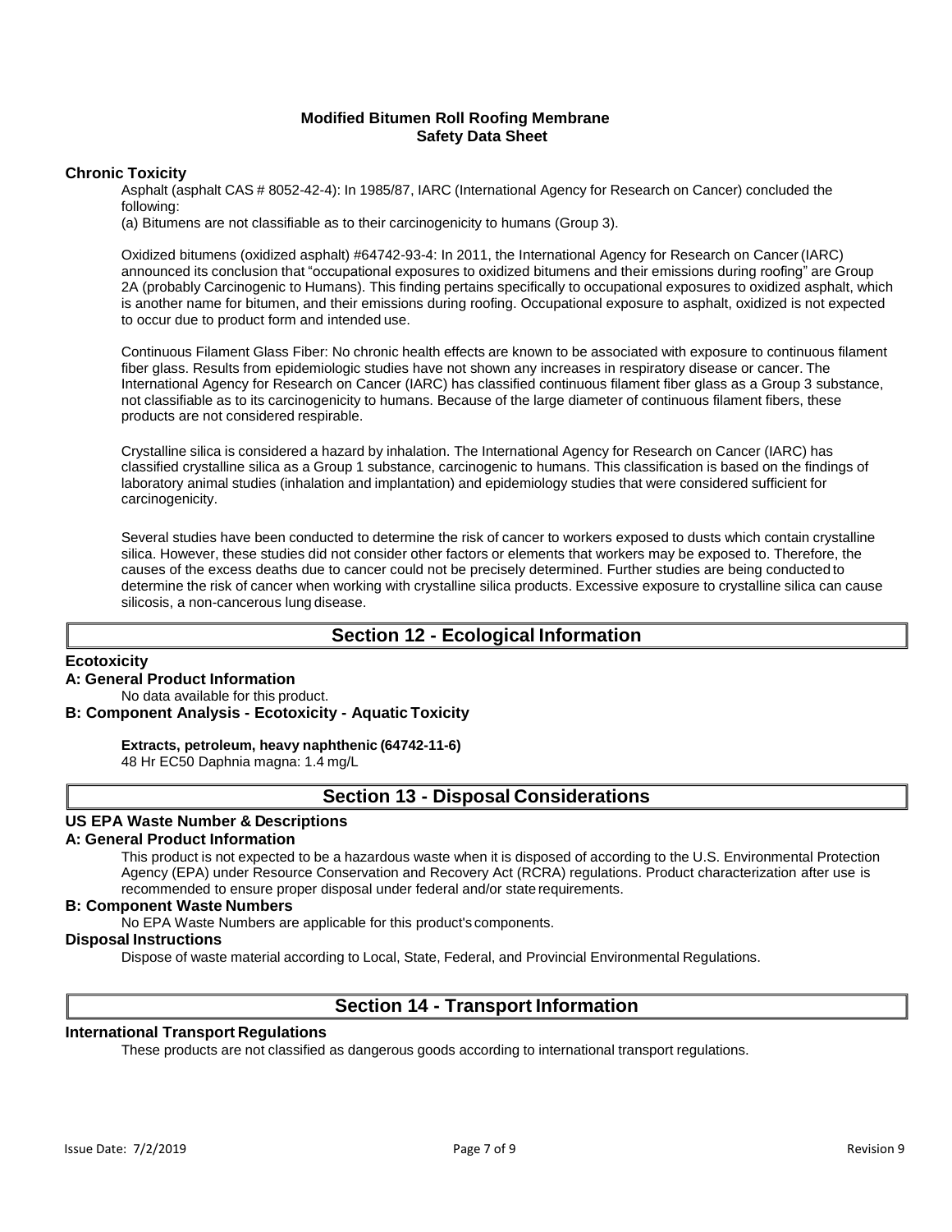### Chronic Toxicity

Asphalt (asphalt CAS # 8052-42-4): In 1985/87, IARC (International Agency for Research on Cancer) concluded the following:

(a) Bitumens are not classifiable as to their carcinogenicity to humans (Group 3).

Oxidized bitumens (oxidized asphalt) #64742-93-4: In 2011, the International Agency for Research on Cancer (IARC) announced its conclusion that "occupational exposures to oxidized bitumens and their emissions during roofing" are Group 2A (probably Carcinogenic to Humans). This finding pertains specifically to occupational exposures to oxidized asphalt, which is another name for bitumen, and their emissions during roofing. Occupational exposure to asphalt, oxidized is not expected to occur due to product form and intended use.

Continuous Filament Glass Fiber: No chronic health effects are known to be associated with exposure to continuous filament fiber glass. Results from epidemiologic studies have not shown any increases in respiratory disease or cancer. The International Agency for Research on Cancer (IARC) has classified continuous filament fiber glass as a Group 3 substance, not classifiable as to its carcinogenicity to humans. Because of the large diameter of continuous filament fibers, these products are not considered respirable.

Crystalline silica is considered a hazard by inhalation. The International Agency for Research on Cancer (IARC) has classified crystalline silica as a Group 1 substance, carcinogenic to humans. This classification is based on the findings of laboratory animal studies (inhalation and implantation) and epidemiology studies that were considered sufficient for carcinogenicity.

Several studies have been conducted to determine the risk of cancer to workers exposed to dusts which contain crystalline silica. However, these studies did not consider other factors or elements that workers may be exposed to. Therefore, the causes of the excess deaths due to cancer could not be precisely determined. Further studies are being conducted to determine the risk of cancer when working with crystalline silica products. Excessive exposure to crystalline silica can cause silicosis, a non-cancerous lung disease.

## Section 12 - Ecological Information

### Ecotoxicity

#### A: General Product Information

No data available for this product.

#### B: Component Analysis - Ecotoxicity - Aquatic Toxicity

**Extracts, petroleum, heavy naphthenic (64742-11-6)**
48 Hr EC50 Daphnia magna: 1.4 mg/L

## Section 13 - Disposal Considerations

### US EPA Waste Number & Descriptions

#### A: General Product Information

This product is not expected to be a hazardous waste when it is disposed of according to the U.S. Environmental Protection Agency (EPA) under Resource Conservation and Recovery Act (RCRA) regulations. Product characterization after use is recommended to ensure proper disposal under federal and/or state requirements.

#### B: Component Waste Numbers

No EPA Waste Numbers are applicable for this product's components.

### Disposal Instructions

Dispose of waste material according to Local, State, Federal, and Provincial Environmental Regulations.

## Section 14 - Transport Information

### International Transport Regulations

These products are not classified as dangerous goods according to international transport regulations.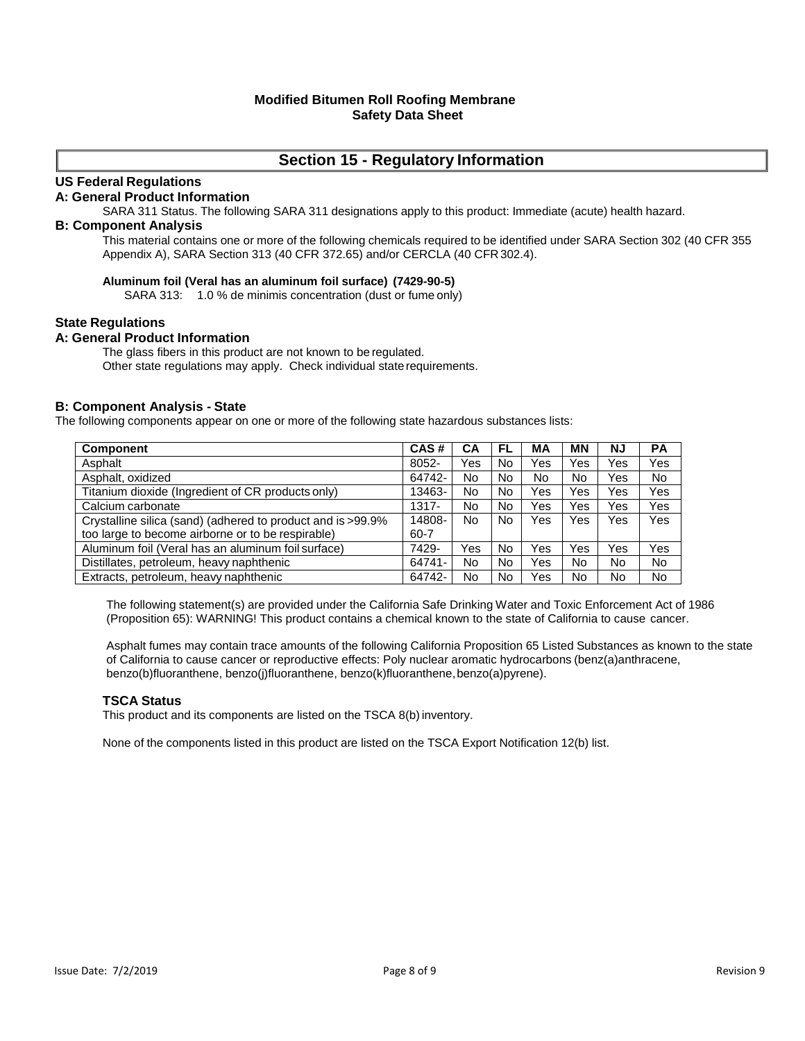# Modified Bitumen Roll Roofing Membrane
## Safety Data Sheet

## Section 15 - Regulatory Information

### US Federal Regulations

#### A: General Product Information

SARA 311 Status. The following SARA 311 designations apply to this product: Immediate (acute) health hazard.

#### B: Component Analysis

This material contains one or more of the following chemicals required to be identified under SARA Section 302 (40 CFR 355 Appendix A), SARA Section 313 (40 CFR 372.65) and/or CERCLA (40 CFR 302.4).

**Aluminum foil (Veral has an aluminum foil surface) (7429-90-5)**

SARA 313: 1.0 % de minimis concentration (dust or fume only)

### State Regulations

#### A: General Product Information

The glass fibers in this product are not known to be regulated.
Other state regulations may apply. Check individual state requirements.

#### B: Component Analysis - State

The following components appear on one or more of the following state hazardous substances lists:

| Component | CAS # | CA | FL | MA | MN | NJ | PA |
|---|---|---|---|---|---|---|---|
| Asphalt | 8052- | Yes | No | Yes | Yes | Yes | Yes |
| Asphalt, oxidized | 64742- | No | No | No | No | Yes | No |
| Titanium dioxide (Ingredient of CR products only) | 13463- | No | No | Yes | Yes | Yes | Yes |
| Calcium carbonate | 1317- | No | No | Yes | Yes | Yes | Yes |
| Crystalline silica (sand) (adhered to product and is >99.9% too large to become airborne or to be respirable) | 14808-60-7 | No | No | Yes | Yes | Yes | Yes |
| Aluminum foil (Veral has an aluminum foil surface) | 7429- | Yes | No | Yes | Yes | Yes | Yes |
| Distillates, petroleum, heavy naphthenic | 64741- | No | No | Yes | No | No | No |
| Extracts, petroleum, heavy naphthenic | 64742- | No | No | Yes | No | No | No |

The following statement(s) are provided under the California Safe Drinking Water and Toxic Enforcement Act of 1986 (Proposition 65): WARNING! This product contains a chemical known to the state of California to cause cancer.

Asphalt fumes may contain trace amounts of the following California Proposition 65 Listed Substances as known to the state of California to cause cancer or reproductive effects: Poly nuclear aromatic hydrocarbons (benz(a)anthracene, benzo(b)fluoranthene, benzo(j)fluoranthene, benzo(k)fluoranthene, benzo(a)pyrene).

#### TSCA Status

This product and its components are listed on the TSCA 8(b) inventory.

None of the components listed in this product are listed on the TSCA Export Notification 12(b) list.

Issue Date: 7/2/2019 | Revision 9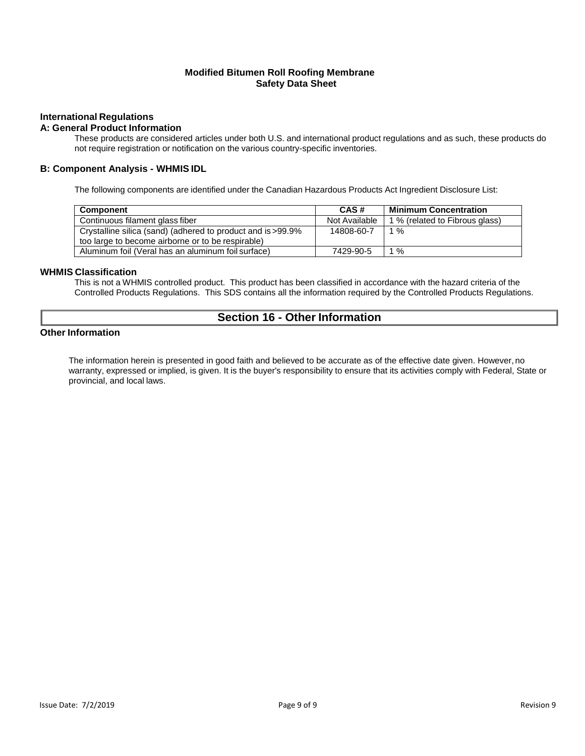## International Regulations

### A: General Product Information

These products are considered articles under both U.S. and international product regulations and as such, these products do not require registration or notification on the various country-specific inventories.

### B: Component Analysis - WHMIS IDL

The following components are identified under the Canadian Hazardous Products Act Ingredient Disclosure List:

| Component | CAS # | Minimum Concentration |
| --- | --- | --- |
| Continuous filament glass fiber | Not Available | 1 % (related to Fibrous glass) |
| Crystalline silica (sand) (adhered to product and is >99.9% too large to become airborne or to be respirable) | 14808-60-7 | 1 % |
| Aluminum foil (Veral has an aluminum foil surface) | 7429-90-5 | 1 % |

### WHMIS Classification

This is not a WHMIS controlled product. This product has been classified in accordance with the hazard criteria of the Controlled Products Regulations. This SDS contains all the information required by the Controlled Products Regulations.

# Section 16 - Other Information

### Other Information

The information herein is presented in good faith and believed to be accurate as of the effective date given. However, no warranty, expressed or implied, is given. It is the buyer's responsibility to ensure that its activities comply with Federal, State or provincial, and local laws.